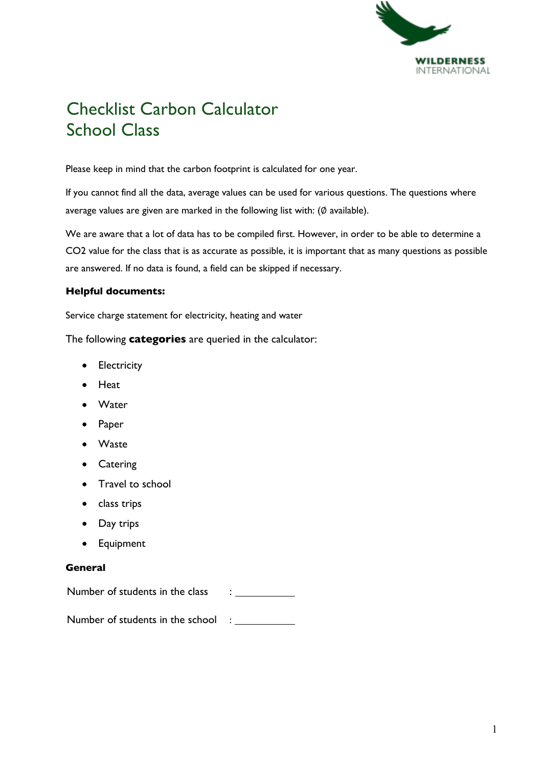# Checklist Carbon Calculator
# School Class

Please keep in mind that the carbon footprint is calculated for one year.

If you cannot find all the data, average values can be used for various questions. The questions where average values are given are marked in the following list with: (Ø available).

We are aware that a lot of data has to be compiled first. However, in order to be able to determine a CO2 value for the class that is as accurate as possible, it is important that as many questions as possible are answered. If no data is found, a field can be skipped if necessary.

**Helpful documents:**

Service charge statement for electricity, heating and water

The following **categories** are queried in the calculator:

- Electricity
- Heat
- Water
- Paper
- Waste
- Catering
- Travel to school
- class trips
- Day trips
- Equipment

**General**

Number of students in the class : ___________

Number of students in the school : ___________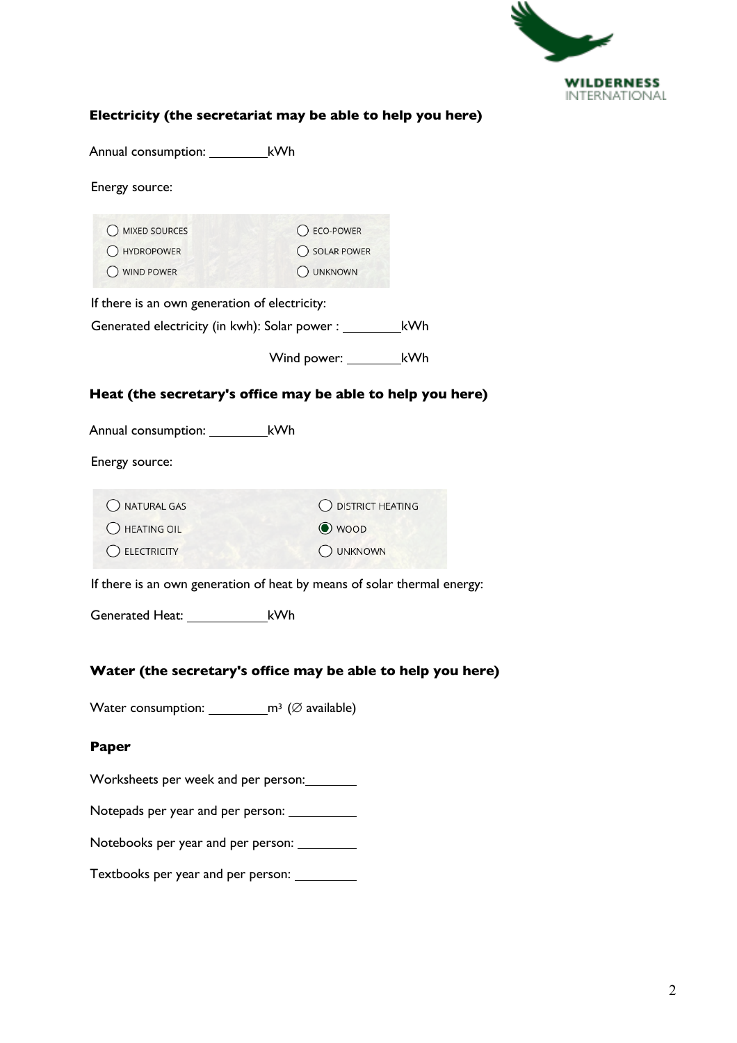**Electricity (the secretariat may be able to help you here)**

Annual consumption: ________kWh

Energy source:

- ◯ MIXED SOURCES
- ◯ HYDROPOWER
- ◯ WIND POWER
- ◯ ECO-POWER
- ◯ SOLAR POWER
- ◯ UNKNOWN

If there is an own generation of electricity:

Generated electricity (in kwh): Solar power : ________kWh

Wind power: ________kWh

**Heat (the secretary's office may be able to help you here)**

Annual consumption: ________kWh

Energy source:

- ◯ NATURAL GAS
- ◯ HEATING OIL
- ◯ ELECTRICITY
- ◯ DISTRICT HEATING
- ◉ WOOD
- ◯ UNKNOWN

If there is an own generation of heat by means of solar thermal energy:

Generated Heat: ___________kWh

**Water (the secretary's office may be able to help you here)**

Water consumption: ________m³ (∅ available)

**Paper**

Worksheets per week and per person:________

Notepads per year and per person: __________

Notebooks per year and per person: _________

Textbooks per year and per person: _________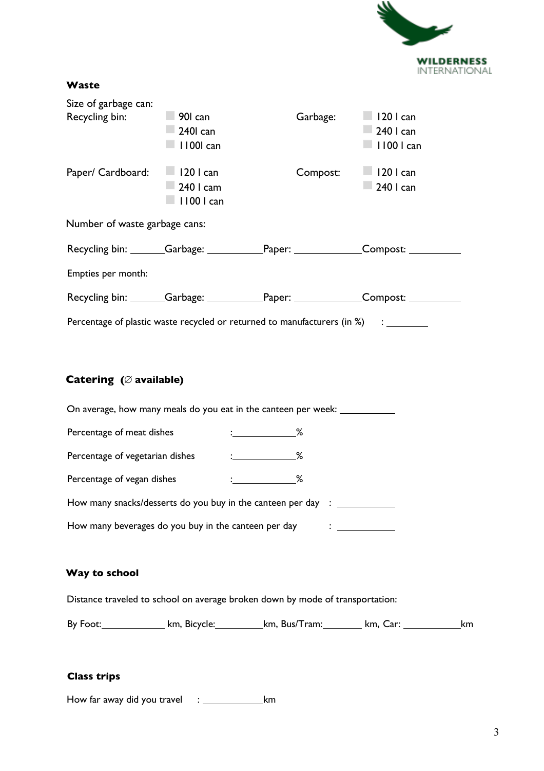## Waste

Size of garbage can:

| Recycling bin: | | Garbage: | |
|---|---|---|---|
| | ☐ 90l can | | ☐ 120 l can |
| | ☐ 240l can | | ☐ 240 l can |
| | ☐ 1100l can | | ☐ 1100 l can |
| **Paper/ Cardboard:** | ☐ 120 l can | **Compost:** | ☐ 120 l can |
| | ☐ 240 l cam | | ☐ 240 l can |
| | ☐ 1100 l can | | |

Number of waste garbage cans:

Recycling bin: ______Garbage: __________Paper: ____________Compost: _________

Empties per month:

Recycling bin: ______Garbage: __________Paper: ____________Compost: _________

Percentage of plastic waste recycled or returned to manufacturers (in %) : ________

## Catering (∅ available)

On average, how many meals do you eat in the canteen per week: __________

Percentage of meat dishes : ____________%

Percentage of vegetarian dishes : ____________%

Percentage of vegan dishes : ____________%

How many snacks/desserts do you buy in the canteen per day : ___________

How many beverages do you buy in the canteen per day : ___________

## Way to school

Distance traveled to school on average broken down by mode of transportation:

By Foot:____________ km, Bicycle:_________km, Bus/Tram:________ km, Car: ___________km

## Class trips

How far away did you travel : ___________km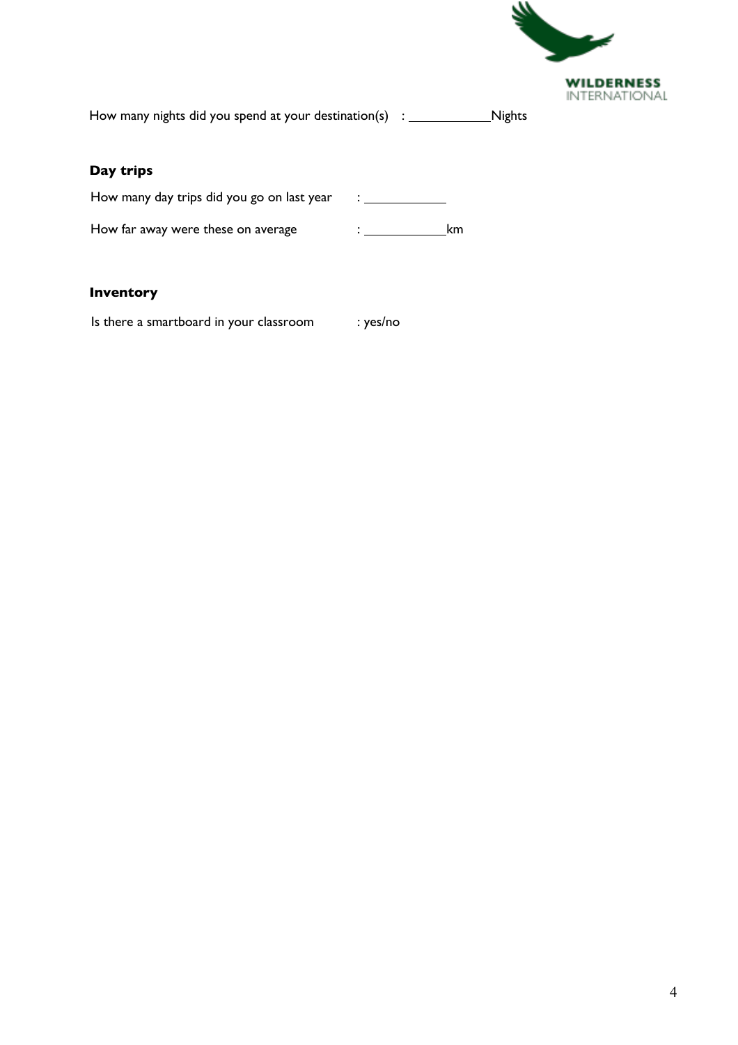How many nights did you spend at your destination(s) : ___________Nights

## Day trips

How many day trips did you go on last year : ___________

How far away were these on average : ___________km

## Inventory

Is there a smartboard in your classroom : yes/no